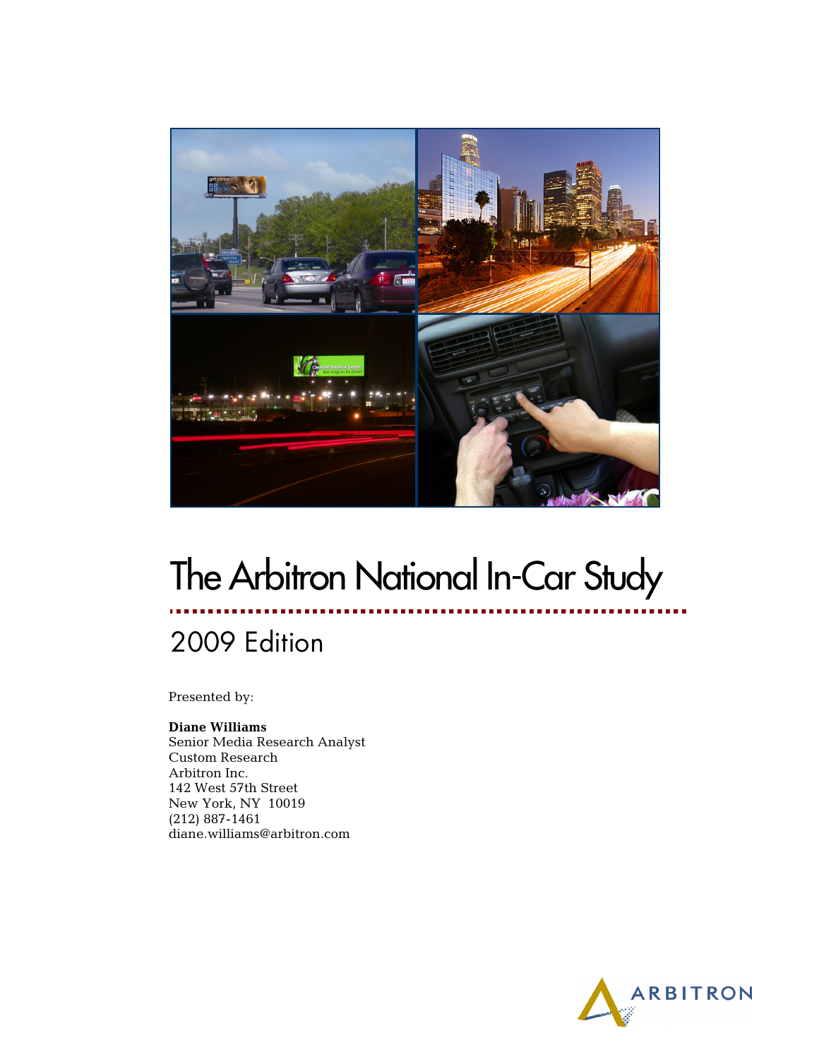# The Arbitron National In-Car Study

## 2009 Edition

Presented by:

**Diane Williams**
Senior Media Research Analyst
Custom Research
Arbitron Inc.
142 West 57th Street
New York, NY 10019
(212) 887-1461
diane.williams@arbitron.com

ARBITRON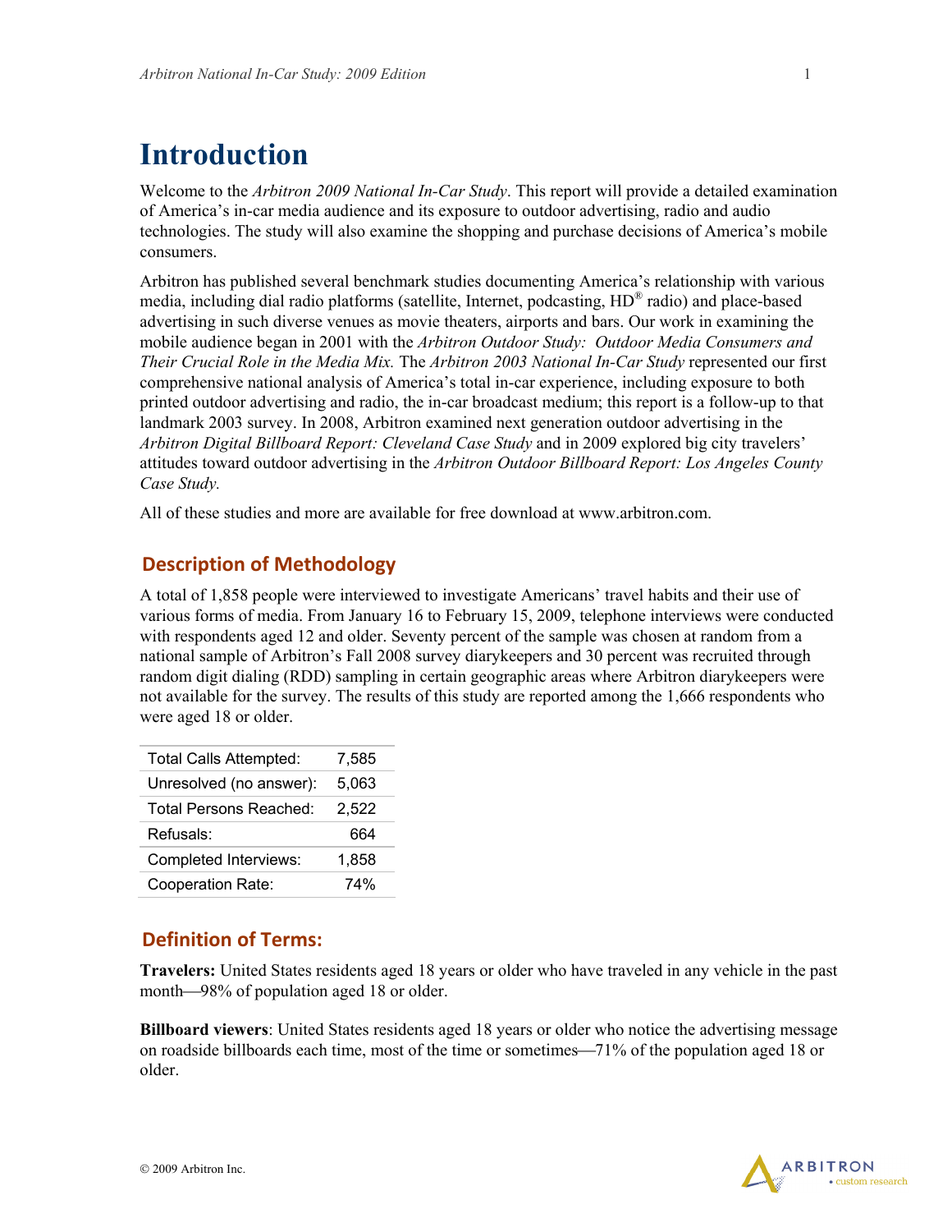# Introduction

Welcome to the *Arbitron 2009 National In-Car Study*. This report will provide a detailed examination of America's in-car media audience and its exposure to outdoor advertising, radio and audio technologies. The study will also examine the shopping and purchase decisions of America's mobile consumers.

Arbitron has published several benchmark studies documenting America's relationship with various media, including dial radio platforms (satellite, Internet, podcasting, HD® radio) and place-based advertising in such diverse venues as movie theaters, airports and bars. Our work in examining the mobile audience began in 2001 with the *Arbitron Outdoor Study: Outdoor Media Consumers and Their Crucial Role in the Media Mix.* The *Arbitron 2003 National In-Car Study* represented our first comprehensive national analysis of America's total in-car experience, including exposure to both printed outdoor advertising and radio, the in-car broadcast medium; this report is a follow-up to that landmark 2003 survey. In 2008, Arbitron examined next generation outdoor advertising in the *Arbitron Digital Billboard Report: Cleveland Case Study* and in 2009 explored big city travelers' attitudes toward outdoor advertising in the *Arbitron Outdoor Billboard Report: Los Angeles County Case Study.*

All of these studies and more are available for free download at www.arbitron.com.

## Description of Methodology

A total of 1,858 people were interviewed to investigate Americans' travel habits and their use of various forms of media. From January 16 to February 15, 2009, telephone interviews were conducted with respondents aged 12 and older. Seventy percent of the sample was chosen at random from a national sample of Arbitron's Fall 2008 survey diarykeepers and 30 percent was recruited through random digit dialing (RDD) sampling in certain geographic areas where Arbitron diarykeepers were not available for the survey. The results of this study are reported among the 1,666 respondents who were aged 18 or older.

| | |
|---|---|
| Total Calls Attempted: | 7,585 |
| Unresolved (no answer): | 5,063 |
| Total Persons Reached: | 2,522 |
| Refusals: | 664 |
| Completed Interviews: | 1,858 |
| Cooperation Rate: | 74% |

## Definition of Terms:

**Travelers:** United States residents aged 18 years or older who have traveled in any vehicle in the past month—98% of population aged 18 or older.

**Billboard viewers**: United States residents aged 18 years or older who notice the advertising message on roadside billboards each time, most of the time or sometimes—71% of the population aged 18 or older.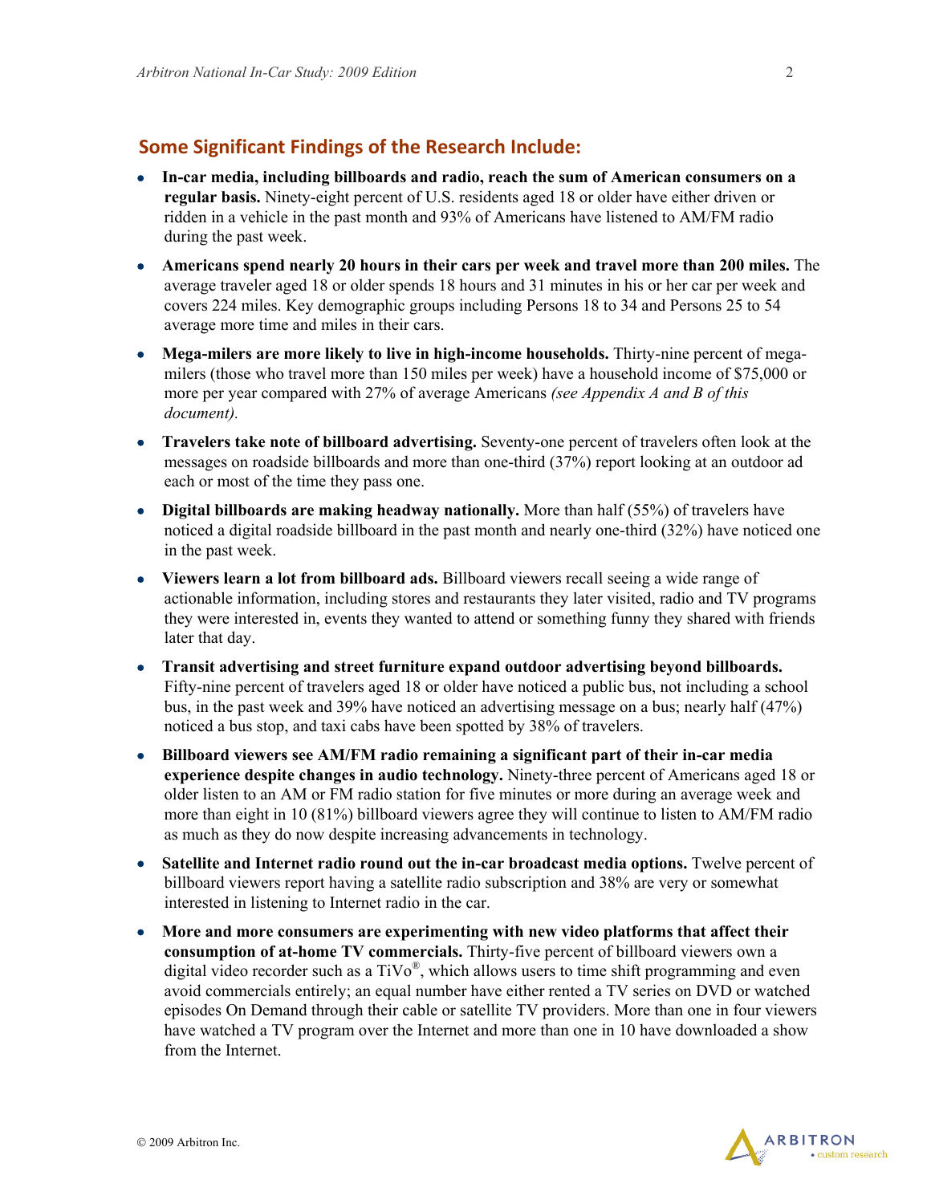## Some Significant Findings of the Research Include:

- **In-car media, including billboards and radio, reach the sum of American consumers on a regular basis.** Ninety-eight percent of U.S. residents aged 18 or older have either driven or ridden in a vehicle in the past month and 93% of Americans have listened to AM/FM radio during the past week.
- **Americans spend nearly 20 hours in their cars per week and travel more than 200 miles.** The average traveler aged 18 or older spends 18 hours and 31 minutes in his or her car per week and covers 224 miles. Key demographic groups including Persons 18 to 34 and Persons 25 to 54 average more time and miles in their cars.
- **Mega-milers are more likely to live in high-income households.** Thirty-nine percent of mega-milers (those who travel more than 150 miles per week) have a household income of $75,000 or more per year compared with 27% of average Americans *(see Appendix A and B of this document).*
- **Travelers take note of billboard advertising.** Seventy-one percent of travelers often look at the messages on roadside billboards and more than one-third (37%) report looking at an outdoor ad each or most of the time they pass one.
- **Digital billboards are making headway nationally.** More than half (55%) of travelers have noticed a digital roadside billboard in the past month and nearly one-third (32%) have noticed one in the past week.
- **Viewers learn a lot from billboard ads.** Billboard viewers recall seeing a wide range of actionable information, including stores and restaurants they later visited, radio and TV programs they were interested in, events they wanted to attend or something funny they shared with friends later that day.
- **Transit advertising and street furniture expand outdoor advertising beyond billboards.** Fifty-nine percent of travelers aged 18 or older have noticed a public bus, not including a school bus, in the past week and 39% have noticed an advertising message on a bus; nearly half (47%) noticed a bus stop, and taxi cabs have been spotted by 38% of travelers.
- **Billboard viewers see AM/FM radio remaining a significant part of their in-car media experience despite changes in audio technology.** Ninety-three percent of Americans aged 18 or older listen to an AM or FM radio station for five minutes or more during an average week and more than eight in 10 (81%) billboard viewers agree they will continue to listen to AM/FM radio as much as they do now despite increasing advancements in technology.
- **Satellite and Internet radio round out the in-car broadcast media options.** Twelve percent of billboard viewers report having a satellite radio subscription and 38% are very or somewhat interested in listening to Internet radio in the car.
- **More and more consumers are experimenting with new video platforms that affect their consumption of at-home TV commercials.** Thirty-five percent of billboard viewers own a digital video recorder such as a TiVo®, which allows users to time shift programming and even avoid commercials entirely; an equal number have either rented a TV series on DVD or watched episodes On Demand through their cable or satellite TV providers. More than one in four viewers have watched a TV program over the Internet and more than one in 10 have downloaded a show from the Internet.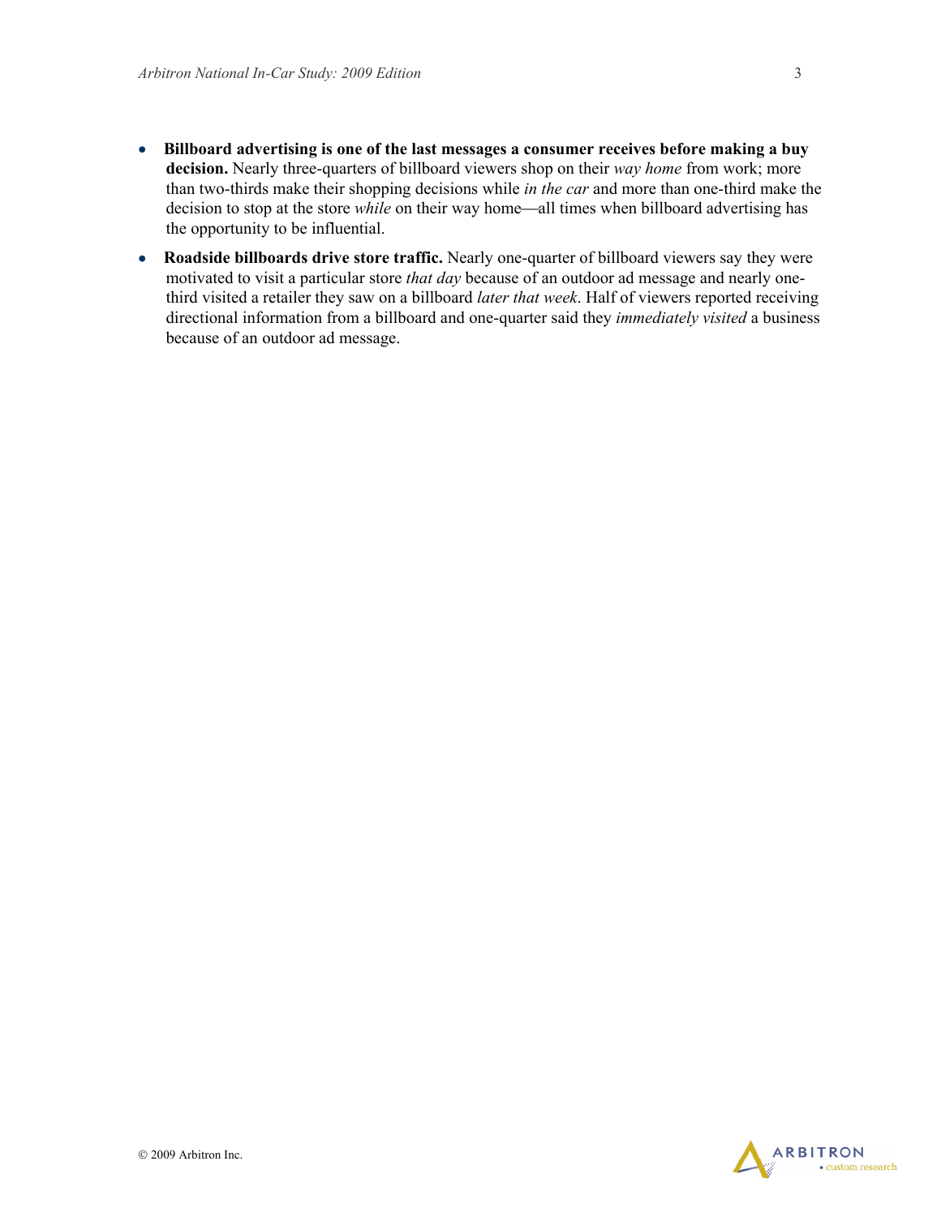- **Billboard advertising is one of the last messages a consumer receives before making a buy decision.** Nearly three-quarters of billboard viewers shop on their *way home* from work; more than two-thirds make their shopping decisions while *in the car* and more than one-third make the decision to stop at the store *while* on their way home—all times when billboard advertising has the opportunity to be influential.
- **Roadside billboards drive store traffic.** Nearly one-quarter of billboard viewers say they were motivated to visit a particular store *that day* because of an outdoor ad message and nearly one-third visited a retailer they saw on a billboard *later that week*. Half of viewers reported receiving directional information from a billboard and one-quarter said they *immediately visited* a business because of an outdoor ad message.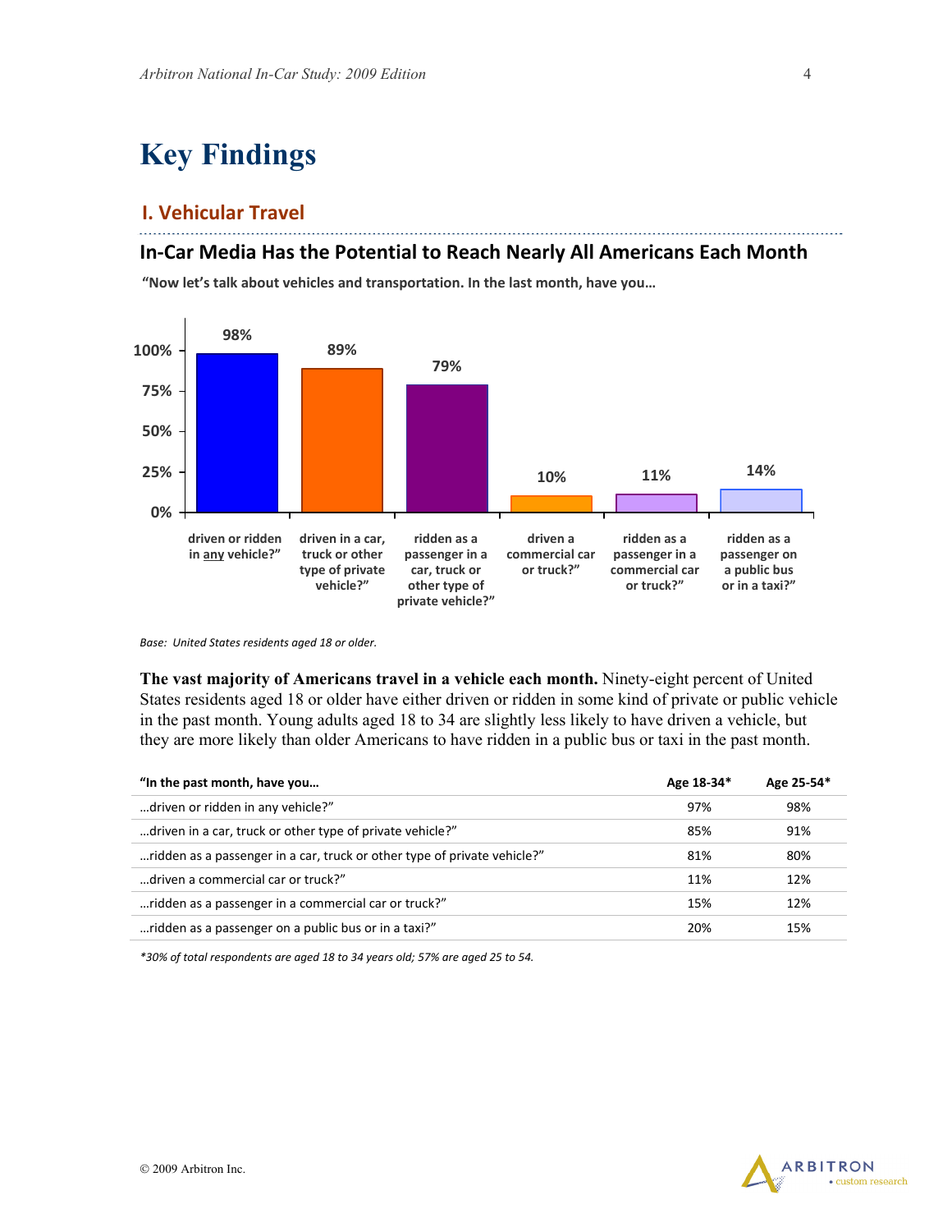# Key Findings

## I. Vehicular Travel

### In-Car Media Has the Potential to Reach Nearly All Americans Each Month

**"Now let's talk about vehicles and transportation. In the last month, have you…**

| Response | Percent |
|---|---|
| driven or ridden in any vehicle?" | 98% |
| driven in a car, truck or other type of private vehicle?" | 89% |
| ridden as a passenger in a car, truck or other type of private vehicle?" | 79% |
| driven a commercial car or truck?" | 10% |
| ridden as a passenger in a commercial car or truck?" | 11% |
| ridden as a passenger on a public bus or in a taxi?" | 14% |

*Base: United States residents aged 18 or older.*

**The vast majority of Americans travel in a vehicle each month.** Ninety-eight percent of United States residents aged 18 or older have either driven or ridden in some kind of private or public vehicle in the past month. Young adults aged 18 to 34 are slightly less likely to have driven a vehicle, but they are more likely than older Americans to have ridden in a public bus or taxi in the past month.

| "In the past month, have you… | Age 18-34* | Age 25-54* |
|---|---|---|
| …driven or ridden in any vehicle?" | 97% | 98% |
| …driven in a car, truck or other type of private vehicle?" | 85% | 91% |
| …ridden as a passenger in a car, truck or other type of private vehicle?" | 81% | 80% |
| …driven a commercial car or truck?" | 11% | 12% |
| …ridden as a passenger in a commercial car or truck?" | 15% | 12% |
| …ridden as a passenger on a public bus or in a taxi?" | 20% | 15% |

*\*30% of total respondents are aged 18 to 34 years old; 57% are aged 25 to 54.*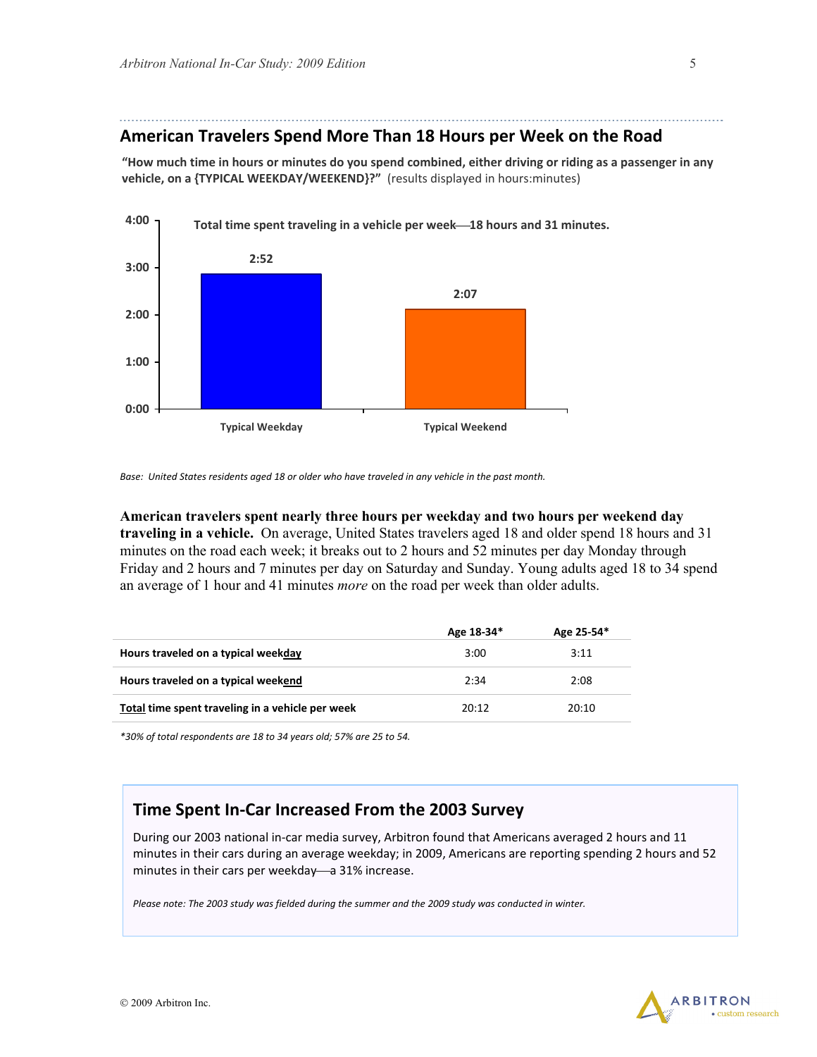## American Travelers Spend More Than 18 Hours per Week on the Road

**"How much time in hours or minutes do you spend combined, either driving or riding as a passenger in any vehicle, on a {TYPICAL WEEKDAY/WEEKEND}?"** (results displayed in hours:minutes)

**Total time spent traveling in a vehicle per week—18 hours and 31 minutes.**

| | Typical Weekday | Typical Weekend |
|---|---|---|
| Time spent | 2:52 | 2:07 |

*Base: United States residents aged 18 or older who have traveled in any vehicle in the past month.*

**American travelers spent nearly three hours per weekday and two hours per weekend day traveling in a vehicle.** On average, United States travelers aged 18 and older spend 18 hours and 31 minutes on the road each week; it breaks out to 2 hours and 52 minutes per day Monday through Friday and 2 hours and 7 minutes per day on Saturday and Sunday. Young adults aged 18 to 34 spend an average of 1 hour and 41 minutes *more* on the road per week than older adults.

| | Age 18-34* | Age 25-54* |
|---|---|---|
| **Hours traveled on a typical week<u>day</u>** | 3:00 | 3:11 |
| **Hours traveled on a typical week<u>end</u>** | 2:34 | 2:08 |
| **<u>Total</u> time spent traveling in a vehicle per week** | 20:12 | 20:10 |

*\*30% of total respondents are 18 to 34 years old; 57% are 25 to 54.*

### Time Spent In-Car Increased From the 2003 Survey

During our 2003 national in-car media survey, Arbitron found that Americans averaged 2 hours and 11 minutes in their cars during an average weekday; in 2009, Americans are reporting spending 2 hours and 52 minutes in their cars per weekday—a 31% increase.

*Please note: The 2003 study was fielded during the summer and the 2009 study was conducted in winter.*

© 2009 Arbitron Inc.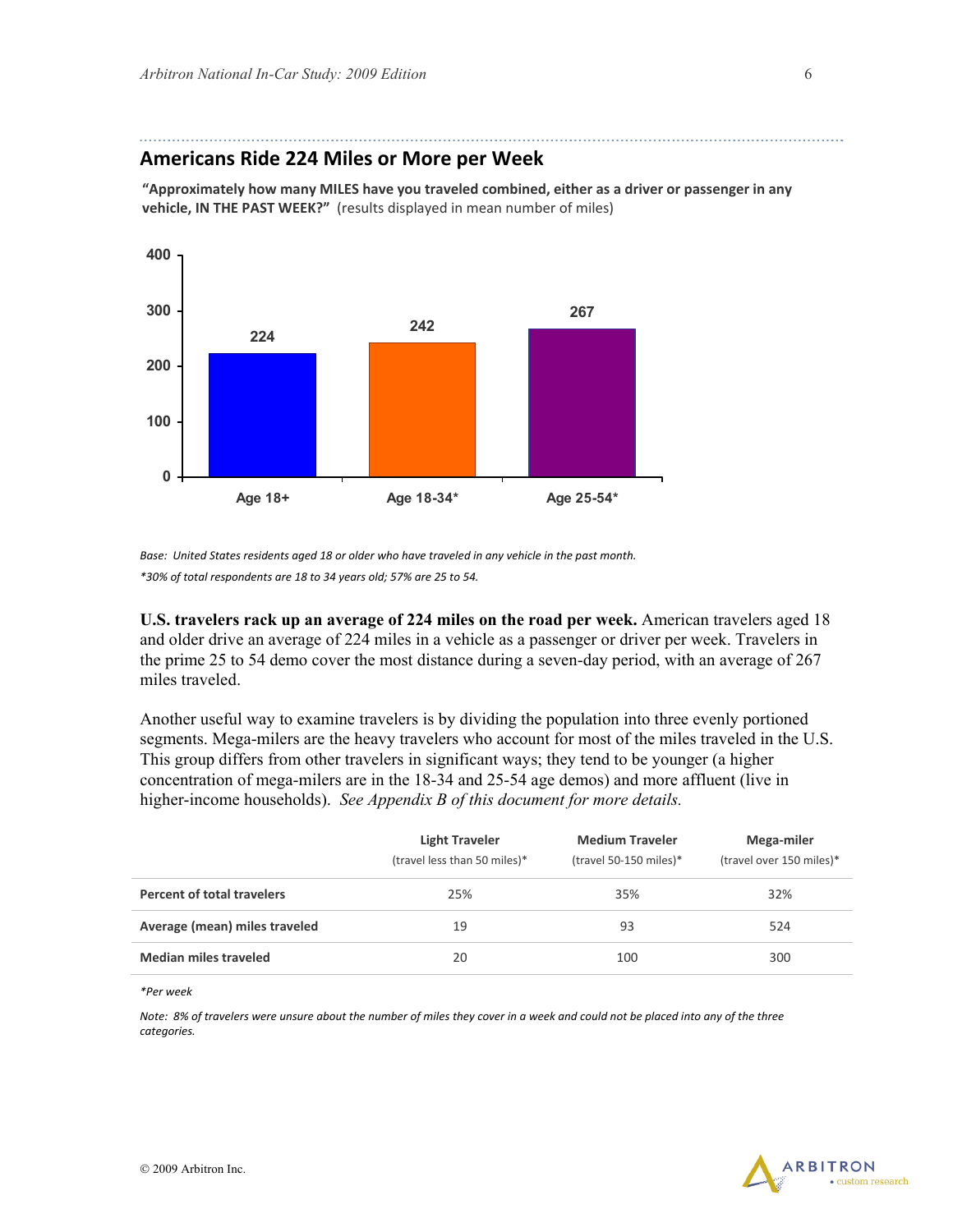## Americans Ride 224 Miles or More per Week

**"Approximately how many MILES have you traveled combined, either as a driver or passenger in any vehicle, IN THE PAST WEEK?"** (results displayed in mean number of miles)

| | Age 18+ | Age 18-34* | Age 25-54* |
|---|---|---|---|
| Mean miles | 224 | 242 | 267 |

*Base: United States residents aged 18 or older who have traveled in any vehicle in the past month.*

*\*30% of total respondents are 18 to 34 years old; 57% are 25 to 54.*

**U.S. travelers rack up an average of 224 miles on the road per week.** American travelers aged 18 and older drive an average of 224 miles in a vehicle as a passenger or driver per week. Travelers in the prime 25 to 54 demo cover the most distance during a seven-day period, with an average of 267 miles traveled.

Another useful way to examine travelers is by dividing the population into three evenly portioned segments. Mega-milers are the heavy travelers who account for most of the miles traveled in the U.S. This group differs from other travelers in significant ways; they tend to be younger (a higher concentration of mega-milers are in the 18-34 and 25-54 age demos) and more affluent (live in higher-income households). *See Appendix B of this document for more details.*

| | Light Traveler (travel less than 50 miles)* | Medium Traveler (travel 50-150 miles)* | Mega-miler (travel over 150 miles)* |
|---|---|---|---|
| **Percent of total travelers** | 25% | 35% | 32% |
| **Average (mean) miles traveled** | 19 | 93 | 524 |
| **Median miles traveled** | 20 | 100 | 300 |

*\*Per week*

*Note: 8% of travelers were unsure about the number of miles they cover in a week and could not be placed into any of the three categories.*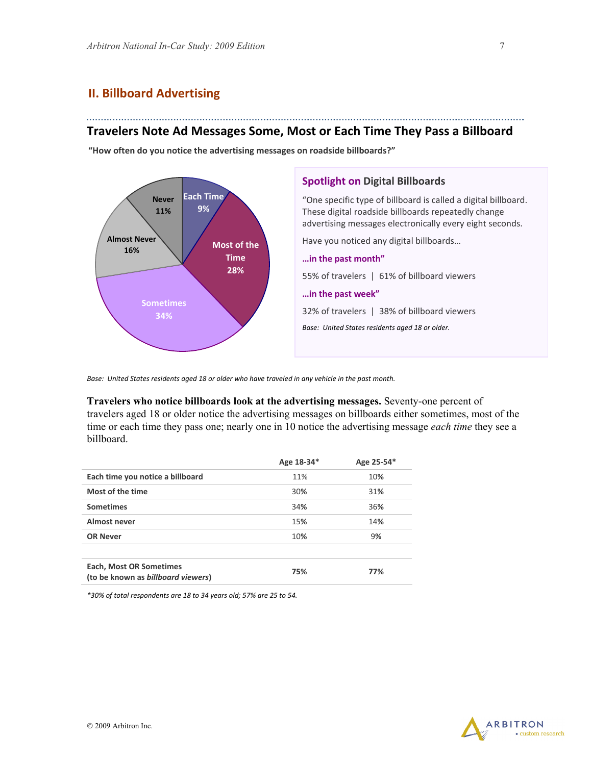## II. Billboard Advertising

### Travelers Note Ad Messages Some, Most or Each Time They Pass a Billboard

**"How often do you notice the advertising messages on roadside billboards?"**

| Response | Percent |
|---|---|
| Each Time | 9% |
| Most of the Time | 28% |
| Sometimes | 34% |
| Almost Never | 16% |
| Never | 11% |

*Base: United States residents aged 18 or older who have traveled in any vehicle in the past month.*

#### Spotlight on Digital Billboards

"One specific type of billboard is called a digital billboard. These digital roadside billboards repeatedly change advertising messages electronically every eight seconds.

Have you noticed any digital billboards…

**…in the past month"**

55% of travelers | 61% of billboard viewers

**…in the past week"**

32% of travelers | 38% of billboard viewers

*Base: United States residents aged 18 or older.*

**Travelers who notice billboards look at the advertising messages.** Seventy-one percent of travelers aged 18 or older notice the advertising messages on billboards either sometimes, most of the time or each time they pass one; nearly one in 10 notice the advertising message *each time* they see a billboard.

| | Age 18-34* | Age 25-54* |
|---|---|---|
| **Each time you notice a billboard** | 11% | 10% |
| **Most of the time** | 30% | 31% |
| **Sometimes** | 34% | 36% |
| **Almost never** | 15% | 14% |
| **OR Never** | 10% | 9% |
| | | |
| **Each, Most OR Sometimes (to be known as *billboard viewers*)** | **75%** | **77%** |

*\*30% of total respondents are 18 to 34 years old; 57% are 25 to 54.*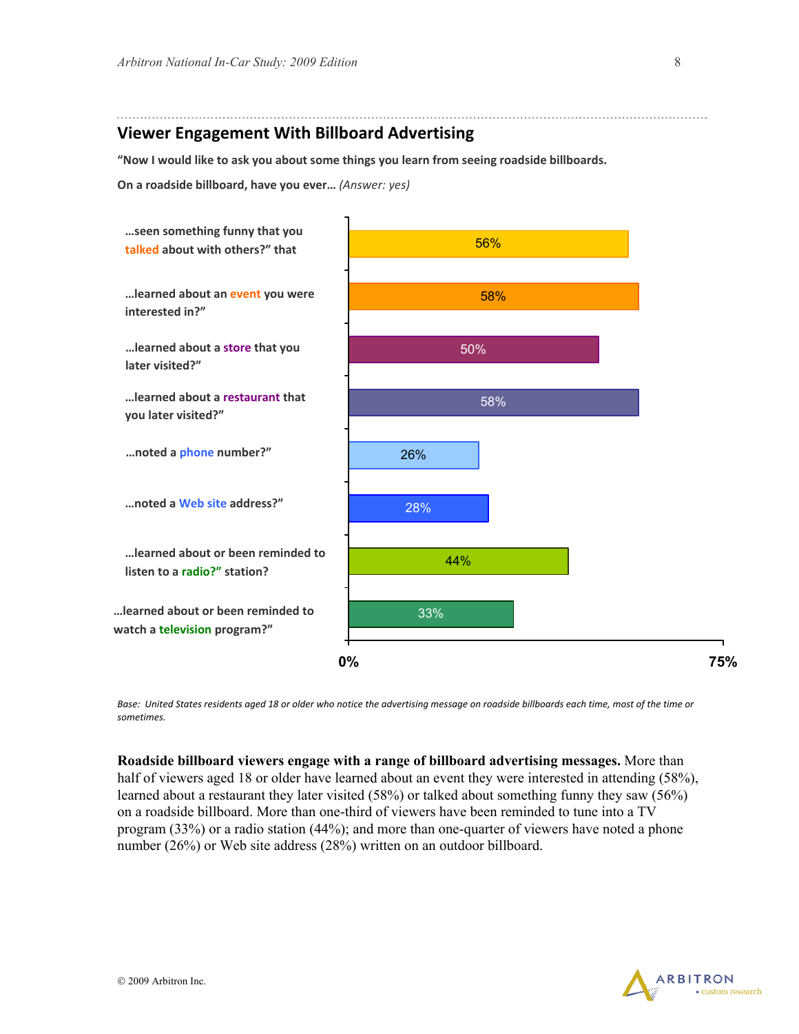## Viewer Engagement With Billboard Advertising

**"Now I would like to ask you about some things you learn from seeing roadside billboards.**

**On a roadside billboard, have you ever…** *(Answer: yes)*

| On a roadside billboard, have you ever… | Yes |
|---|---|
| …seen something funny that you talked about with others?" that | 56% |
| …learned about an event you were interested in?" | 58% |
| …learned about a store that you later visited?" | 50% |
| …learned about a restaurant that you later visited?" | 58% |
| …noted a phone number?" | 26% |
| …noted a Web site address?" | 28% |
| …learned about or been reminded to listen to a radio?" station? | 44% |
| …learned about or been reminded to watch a television program?" | 33% |

*Base: United States residents aged 18 or older who notice the advertising message on roadside billboards each time, most of the time or sometimes.*

**Roadside billboard viewers engage with a range of billboard advertising messages.** More than half of viewers aged 18 or older have learned about an event they were interested in attending (58%), learned about a restaurant they later visited (58%) or talked about something funny they saw (56%) on a roadside billboard. More than one-third of viewers have been reminded to tune into a TV program (33%) or a radio station (44%); and more than one-quarter of viewers have noted a phone number (26%) or Web site address (28%) written on an outdoor billboard.

© 2009 Arbitron Inc.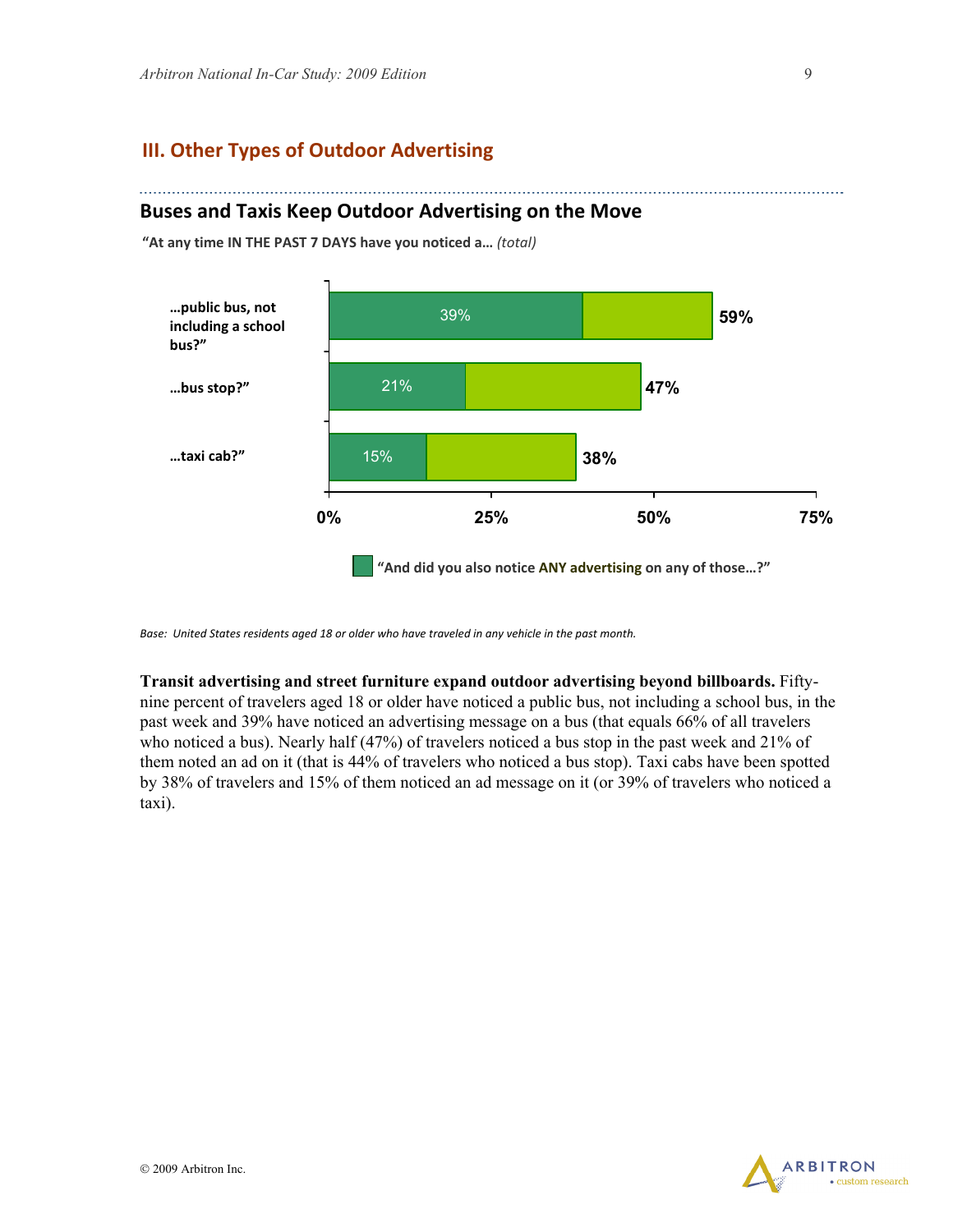## III. Other Types of Outdoor Advertising

### Buses and Taxis Keep Outdoor Advertising on the Move

**"At any time IN THE PAST 7 DAYS have you noticed a…** *(total)*

| | Total | "And did you also notice ANY advertising on any of those…?" |
|---|---|---|
| …public bus, not including a school bus?" | 59% | 39% |
| …bus stop?" | 47% | 21% |
| …taxi cab?" | 38% | 15% |

*Base: United States residents aged 18 or older who have traveled in any vehicle in the past month.*

**Transit advertising and street furniture expand outdoor advertising beyond billboards.** Fifty-nine percent of travelers aged 18 or older have noticed a public bus, not including a school bus, in the past week and 39% have noticed an advertising message on a bus (that equals 66% of all travelers who noticed a bus). Nearly half (47%) of travelers noticed a bus stop in the past week and 21% of them noted an ad on it (that is 44% of travelers who noticed a bus stop). Taxi cabs have been spotted by 38% of travelers and 15% of them noticed an ad message on it (or 39% of travelers who noticed a taxi).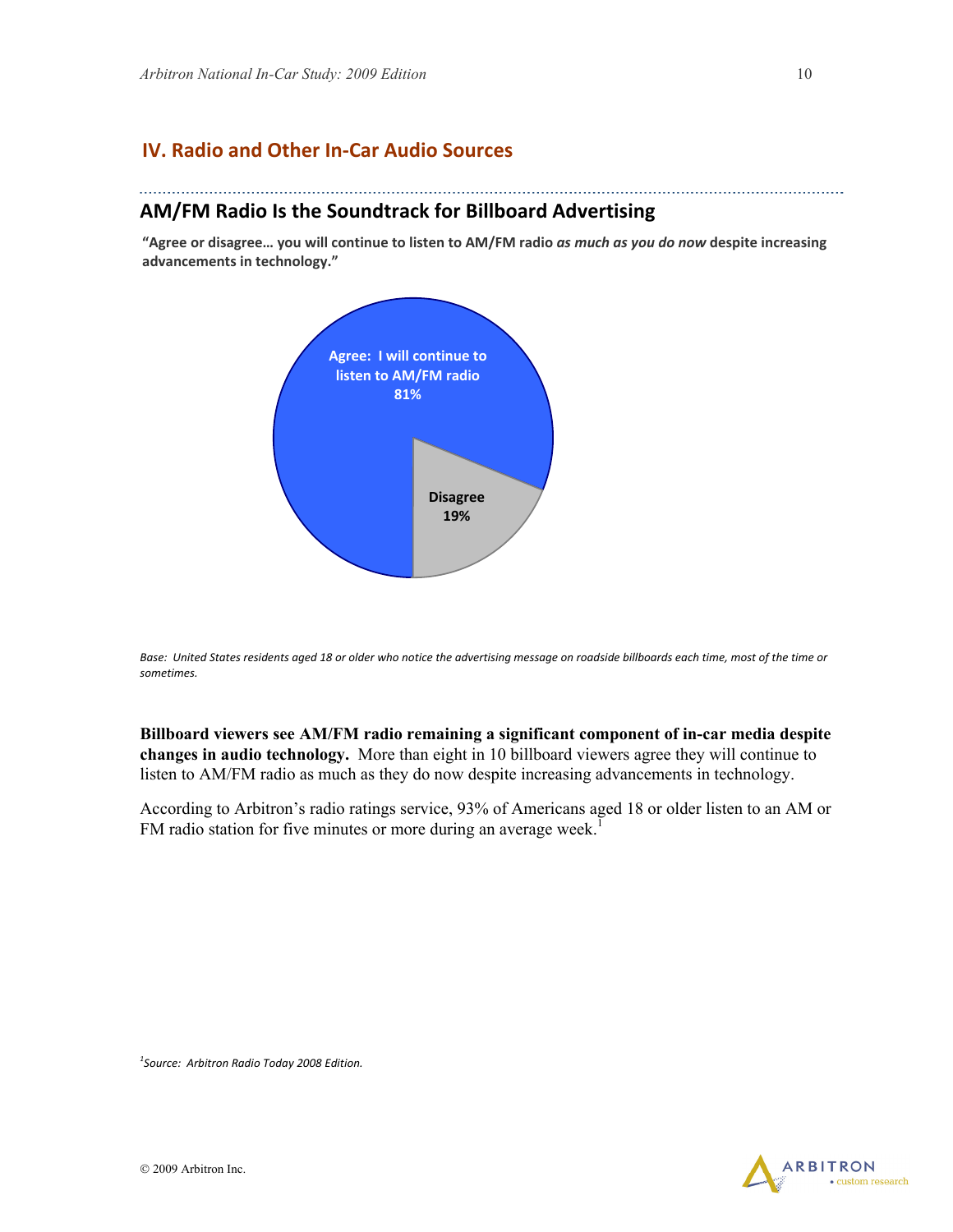## IV. Radio and Other In-Car Audio Sources

### AM/FM Radio Is the Soundtrack for Billboard Advertising

**"Agree or disagree… you will continue to listen to AM/FM radio *as much as you do now* despite increasing advancements in technology."**

Agree: I will continue to listen to AM/FM radio 81%

Disagree 19%

*Base: United States residents aged 18 or older who notice the advertising message on roadside billboards each time, most of the time or sometimes.*

**Billboard viewers see AM/FM radio remaining a significant component of in-car media despite changes in audio technology.** More than eight in 10 billboard viewers agree they will continue to listen to AM/FM radio as much as they do now despite increasing advancements in technology.

According to Arbitron's radio ratings service, 93% of Americans aged 18 or older listen to an AM or FM radio station for five minutes or more during an average week.[1]

*[1]Source: Arbitron Radio Today 2008 Edition.*

© 2009 Arbitron Inc.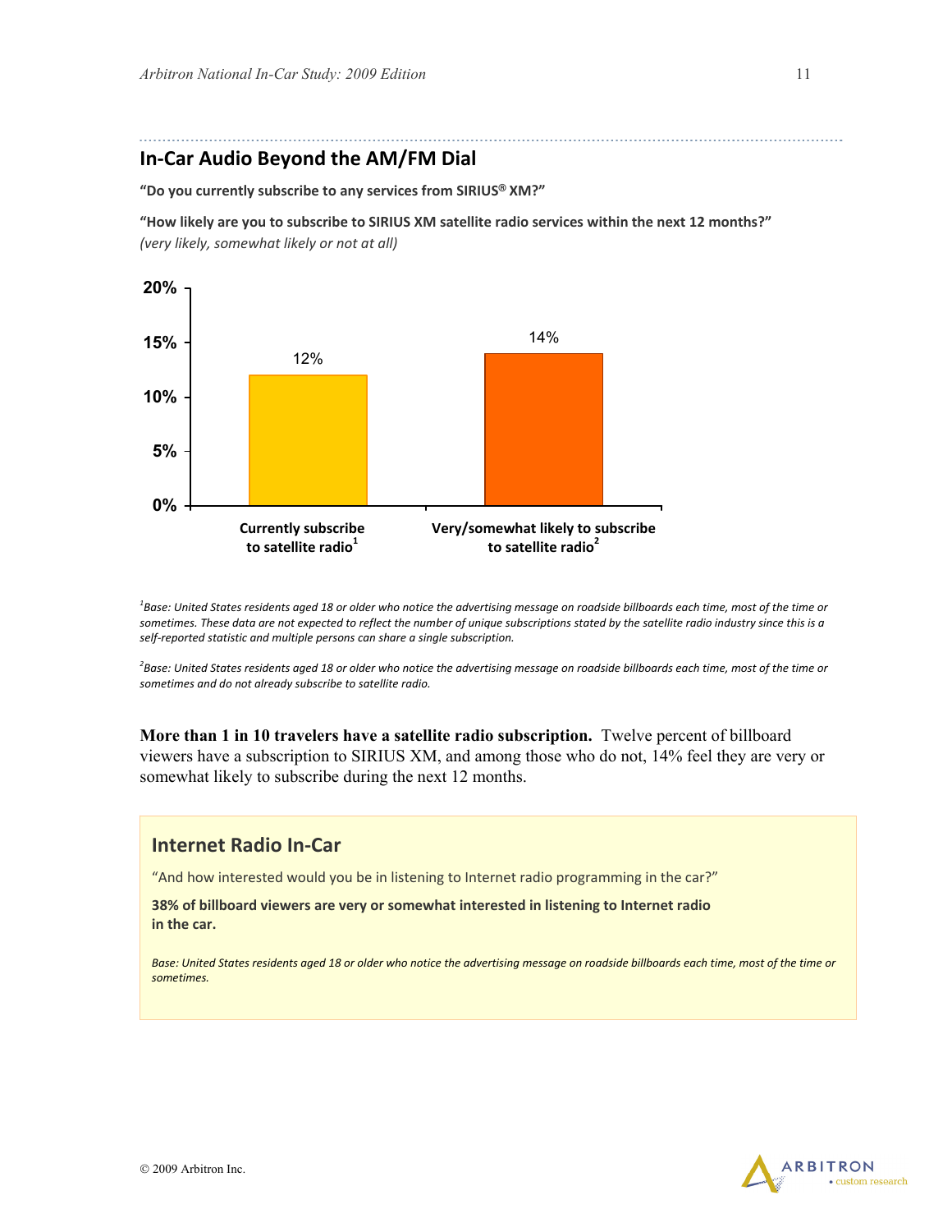## In-Car Audio Beyond the AM/FM Dial

**"Do you currently subscribe to any services from SIRIUS® XM?"**

**"How likely are you to subscribe to SIRIUS XM satellite radio services within the next 12 months?"**
*(very likely, somewhat likely or not at all)*

| | Percent |
|---|---|
| Currently subscribe to satellite radio[1] | 12% |
| Very/somewhat likely to subscribe to satellite radio[2] | 14% |

*[1]Base: United States residents aged 18 or older who notice the advertising message on roadside billboards each time, most of the time or sometimes. These data are not expected to reflect the number of unique subscriptions stated by the satellite radio industry since this is a self-reported statistic and multiple persons can share a single subscription.*

*[2]Base: United States residents aged 18 or older who notice the advertising message on roadside billboards each time, most of the time or sometimes and do not already subscribe to satellite radio.*

**More than 1 in 10 travelers have a satellite radio subscription.** Twelve percent of billboard viewers have a subscription to SIRIUS XM, and among those who do not, 14% feel they are very or somewhat likely to subscribe during the next 12 months.

### Internet Radio In-Car

"And how interested would you be in listening to Internet radio programming in the car?"

**38% of billboard viewers are very or somewhat interested in listening to Internet radio in the car.**

*Base: United States residents aged 18 or older who notice the advertising message on roadside billboards each time, most of the time or sometimes.*

© 2009 Arbitron Inc.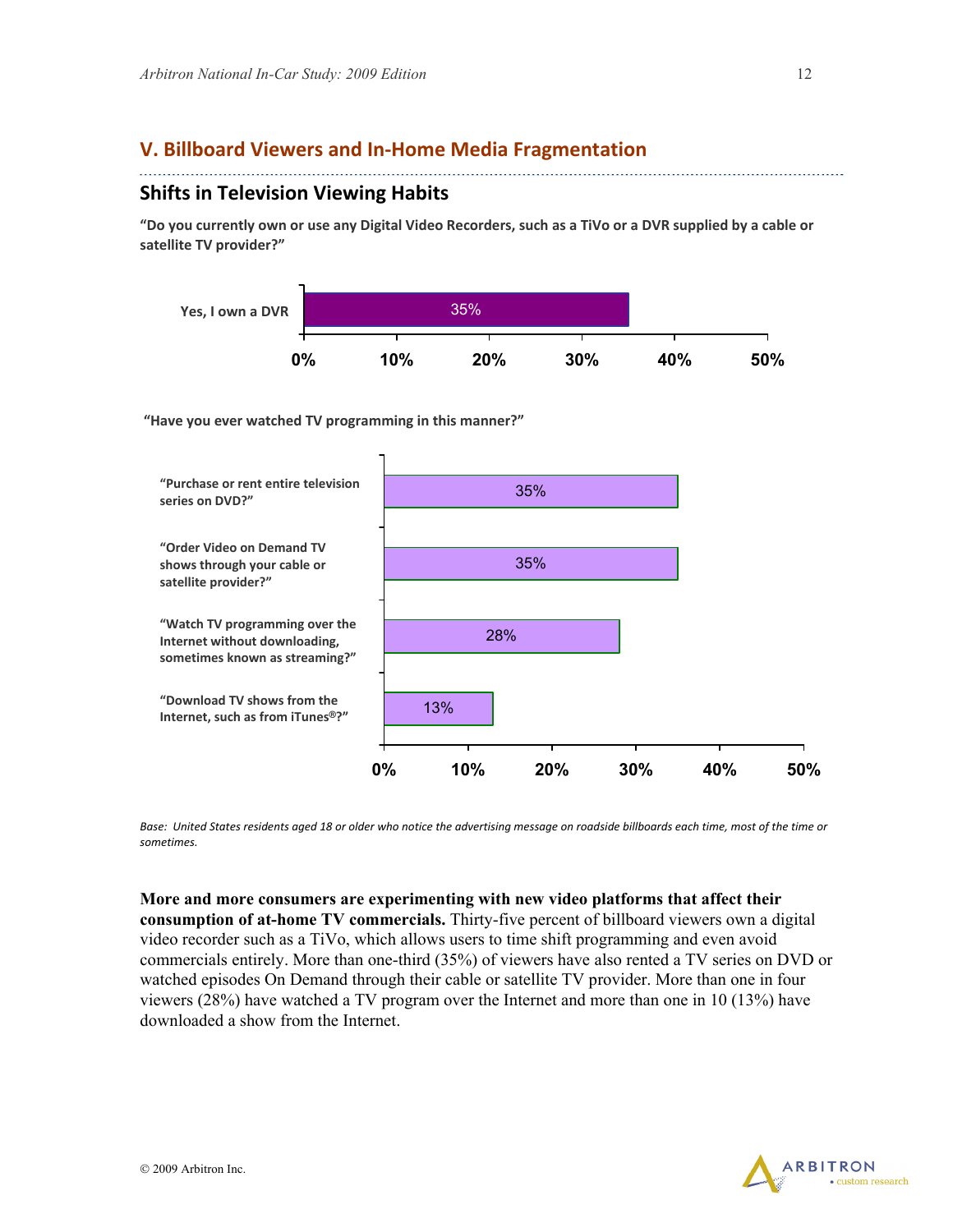## V. Billboard Viewers and In-Home Media Fragmentation

### Shifts in Television Viewing Habits

**"Do you currently own or use any Digital Video Recorders, such as a TiVo or a DVR supplied by a cable or satellite TV provider?"**

| Response | Percent |
| --- | --- |
| Yes, I own a DVR | 35% |

**"Have you ever watched TV programming in this manner?"**

| Manner | Percent |
| --- | --- |
| "Purchase or rent entire television series on DVD?" | 35% |
| "Order Video on Demand TV shows through your cable or satellite provider?" | 35% |
| "Watch TV programming over the Internet without downloading, sometimes known as streaming?" | 28% |
| "Download TV shows from the Internet, such as from iTunes®?" | 13% |

*Base: United States residents aged 18 or older who notice the advertising message on roadside billboards each time, most of the time or sometimes.*

**More and more consumers are experimenting with new video platforms that affect their consumption of at-home TV commercials.** Thirty-five percent of billboard viewers own a digital video recorder such as a TiVo, which allows users to time shift programming and even avoid commercials entirely. More than one-third (35%) of viewers have also rented a TV series on DVD or watched episodes On Demand through their cable or satellite TV provider. More than one in four viewers (28%) have watched a TV program over the Internet and more than one in 10 (13%) have downloaded a show from the Internet.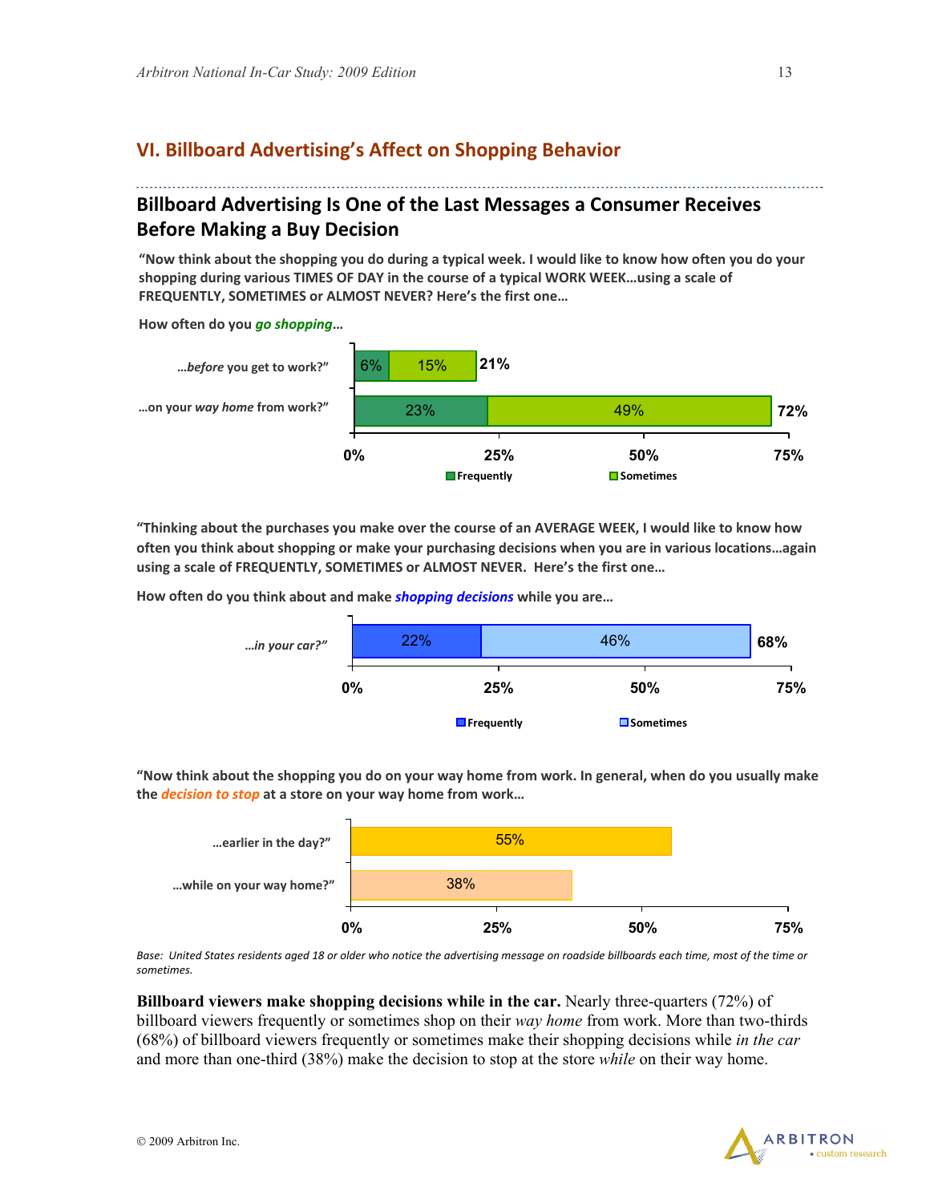## VI. Billboard Advertising's Affect on Shopping Behavior

### Billboard Advertising Is One of the Last Messages a Consumer Receives Before Making a Buy Decision

**"Now think about the shopping you do during a typical week. I would like to know how often you do your shopping during various TIMES OF DAY in the course of a typical WORK WEEK…using a scale of FREQUENTLY, SOMETIMES or ALMOST NEVER? Here's the first one…**

**How often do you *go shopping*…**

| | Frequently | Sometimes | Total |
|---|---|---|---|
| …*before* you get to work?" | 6% | 15% | 21% |
| …on your *way home* from work?" | 23% | 49% | 72% |

**"Thinking about the purchases you make over the course of an AVERAGE WEEK, I would like to know how often you think about shopping or make your purchasing decisions when you are in various locations…again using a scale of FREQUENTLY, SOMETIMES or ALMOST NEVER. Here's the first one…**

**How often do you think about and make *shopping decisions* while you are…**

| | Frequently | Sometimes | Total |
|---|---|---|---|
| …*in your car?*" | 22% | 46% | 68% |

**"Now think about the shopping you do on your way home from work. In general, when do you usually make the *decision to stop* at a store on your way home from work…**

| | |
|---|---|
| …earlier in the day?" | 55% |
| …while on your way home?" | 38% |

*Base: United States residents aged 18 or older who notice the advertising message on roadside billboards each time, most of the time or sometimes.*

**Billboard viewers make shopping decisions while in the car.** Nearly three-quarters (72%) of billboard viewers frequently or sometimes shop on their *way home* from work. More than two-thirds (68%) of billboard viewers frequently or sometimes make their shopping decisions while *in the car* and more than one-third (38%) make the decision to stop at the store *while* on their way home.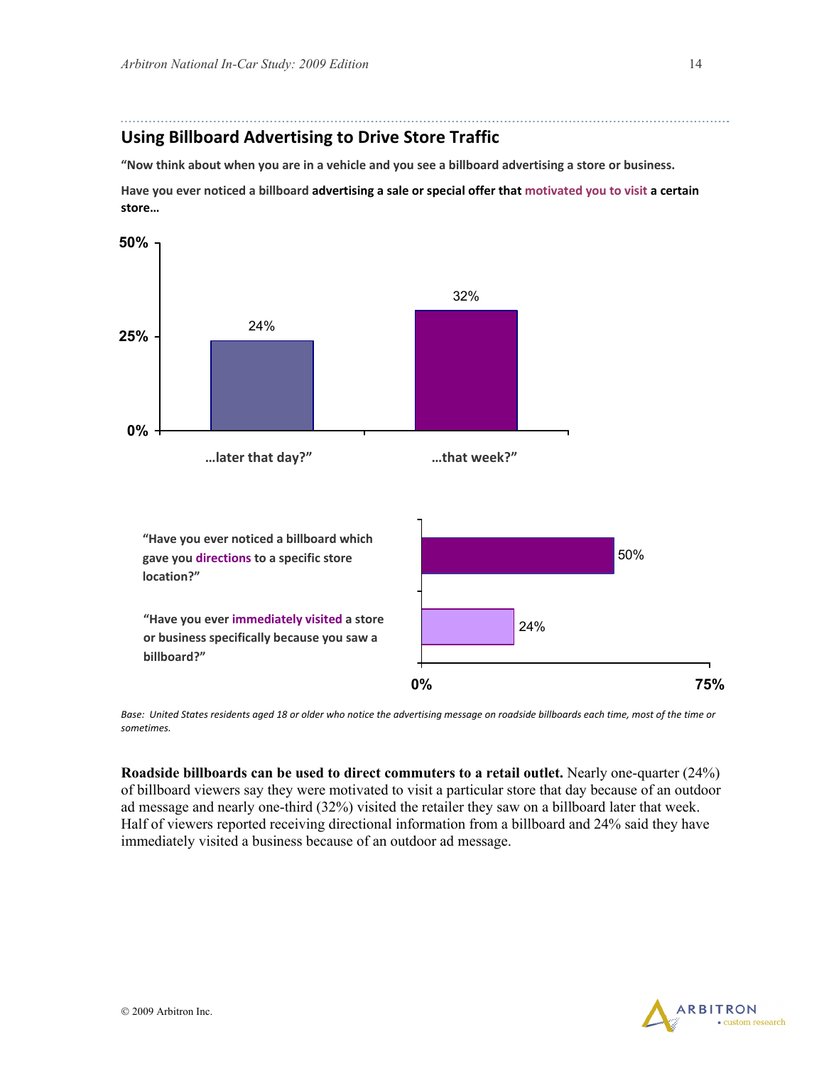## Using Billboard Advertising to Drive Store Traffic

**"Now think about when you are in a vehicle and you see a billboard advertising a store or business.**

**Have you ever noticed a billboard advertising a sale or special offer that motivated you to visit a certain store…**

| | |
|---|---|
| …later that day?" | 24% |
| …that week?" | 32% |

| | |
|---|---|
| "Have you ever noticed a billboard which gave you directions to a specific store location?" | 50% |
| "Have you ever immediately visited a store or business specifically because you saw a billboard?" | 24% |

*Base: United States residents aged 18 or older who notice the advertising message on roadside billboards each time, most of the time or sometimes.*

**Roadside billboards can be used to direct commuters to a retail outlet.** Nearly one-quarter (24%) of billboard viewers say they were motivated to visit a particular store that day because of an outdoor ad message and nearly one-third (32%) visited the retailer they saw on a billboard later that week. Half of viewers reported receiving directional information from a billboard and 24% said they have immediately visited a business because of an outdoor ad message.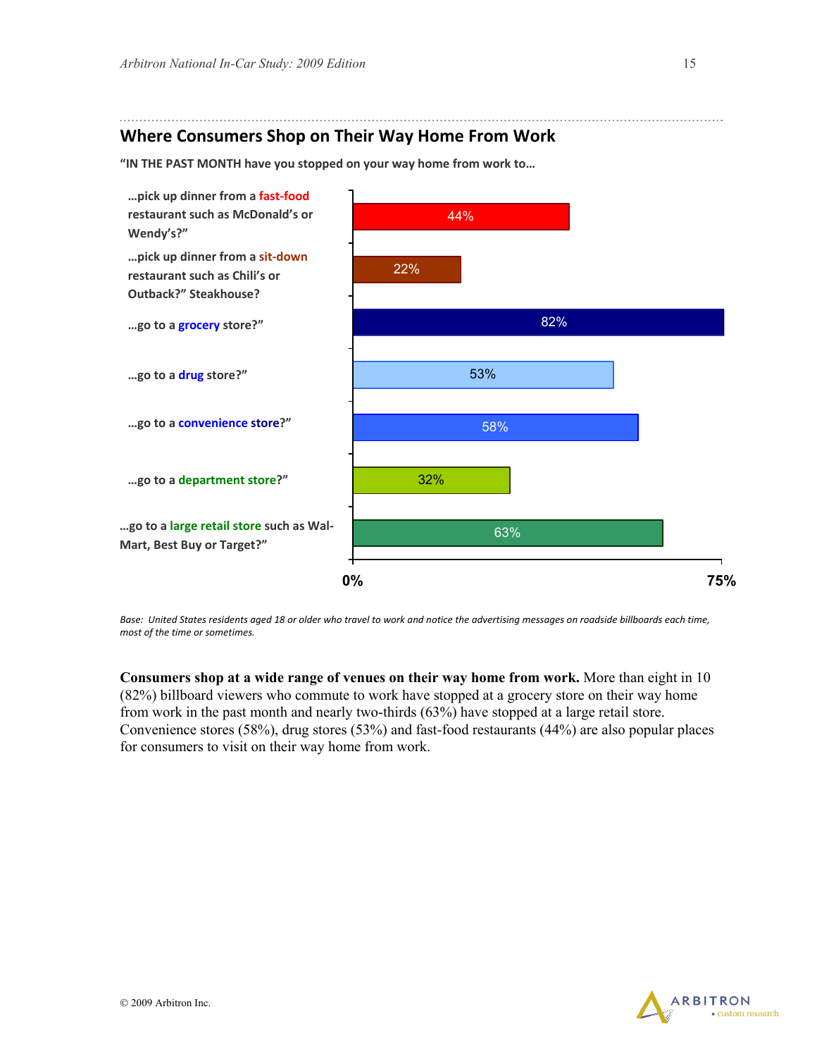## Where Consumers Shop on Their Way Home From Work

**"IN THE PAST MONTH have you stopped on your way home from work to…**

| Response | Percent |
| --- | --- |
| …pick up dinner from a fast-food restaurant such as McDonald's or Wendy's?" | 44% |
| …pick up dinner from a sit-down restaurant such as Chili's or Outback?" Steakhouse? | 22% |
| …go to a grocery store?" | 82% |
| …go to a drug store?" | 53% |
| …go to a convenience store?" | 58% |
| …go to a department store?" | 32% |
| …go to a large retail store such as Wal-Mart, Best Buy or Target?" | 63% |

*Base: United States residents aged 18 or older who travel to work and notice the advertising messages on roadside billboards each time, most of the time or sometimes.*

**Consumers shop at a wide range of venues on their way home from work.** More than eight in 10 (82%) billboard viewers who commute to work have stopped at a grocery store on their way home from work in the past month and nearly two-thirds (63%) have stopped at a large retail store. Convenience stores (58%), drug stores (53%) and fast-food restaurants (44%) are also popular places for consumers to visit on their way home from work.

© 2009 Arbitron Inc.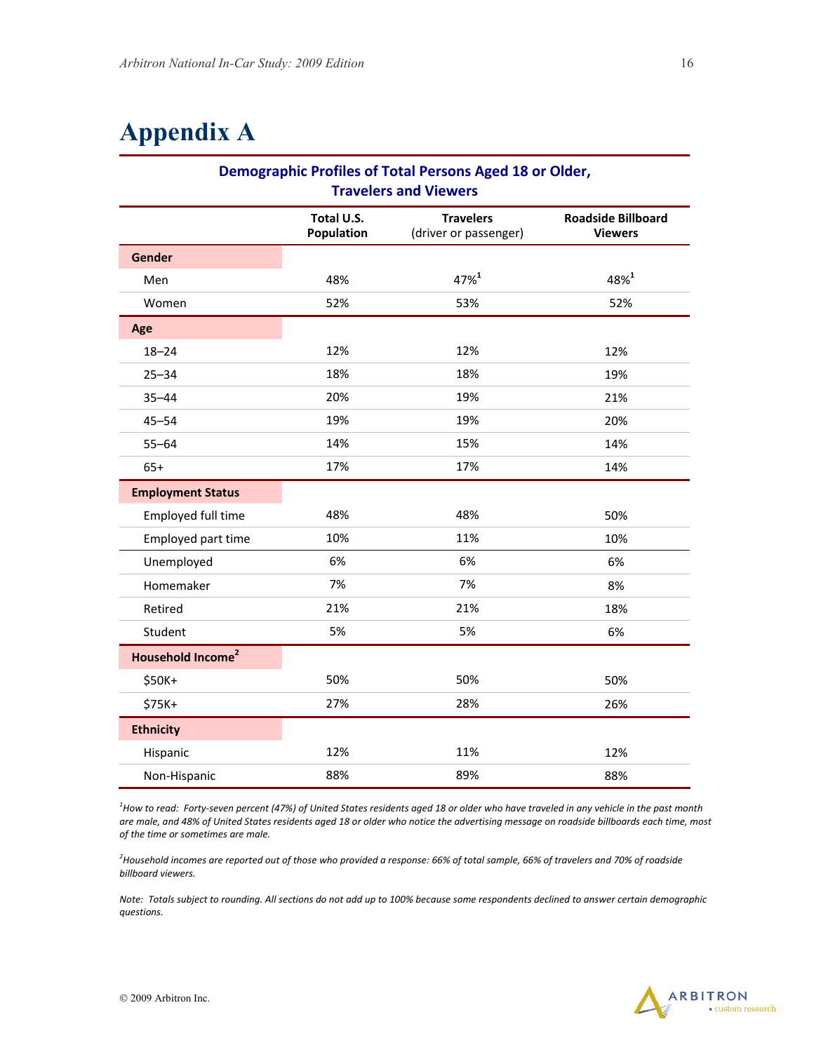# Appendix A

**Demographic Profiles of Total Persons Aged 18 or Older, Travelers and Viewers**

| | Total U.S. Population | Travelers (driver or passenger) | Roadside Billboard Viewers |
|---|---|---|---|
| **Gender** | | | |
| Men | 48% | 47%[1] | 48%[1] |
| Women | 52% | 53% | 52% |
| **Age** | | | |
| 18–24 | 12% | 12% | 12% |
| 25–34 | 18% | 18% | 19% |
| 35–44 | 20% | 19% | 21% |
| 45–54 | 19% | 19% | 20% |
| 55–64 | 14% | 15% | 14% |
| 65+ | 17% | 17% | 14% |
| **Employment Status** | | | |
| Employed full time | 48% | 48% | 50% |
| Employed part time | 10% | 11% | 10% |
| Unemployed | 6% | 6% | 6% |
| Homemaker | 7% | 7% | 8% |
| Retired | 21% | 21% | 18% |
| Student | 5% | 5% | 6% |
| **Household Income**[2] | | | |
| $50K+ | 50% | 50% | 50% |
| $75K+ | 27% | 28% | 26% |
| **Ethnicity** | | | |
| Hispanic | 12% | 11% | 12% |
| Non-Hispanic | 88% | 89% | 88% |

*[1]How to read: Forty-seven percent (47%) of United States residents aged 18 or older who have traveled in any vehicle in the past month are male, and 48% of United States residents aged 18 or older who notice the advertising message on roadside billboards each time, most of the time or sometimes are male.*

*[2]Household incomes are reported out of those who provided a response: 66% of total sample, 66% of travelers and 70% of roadside billboard viewers.*

*Note: Totals subject to rounding. All sections do not add up to 100% because some respondents declined to answer certain demographic questions.*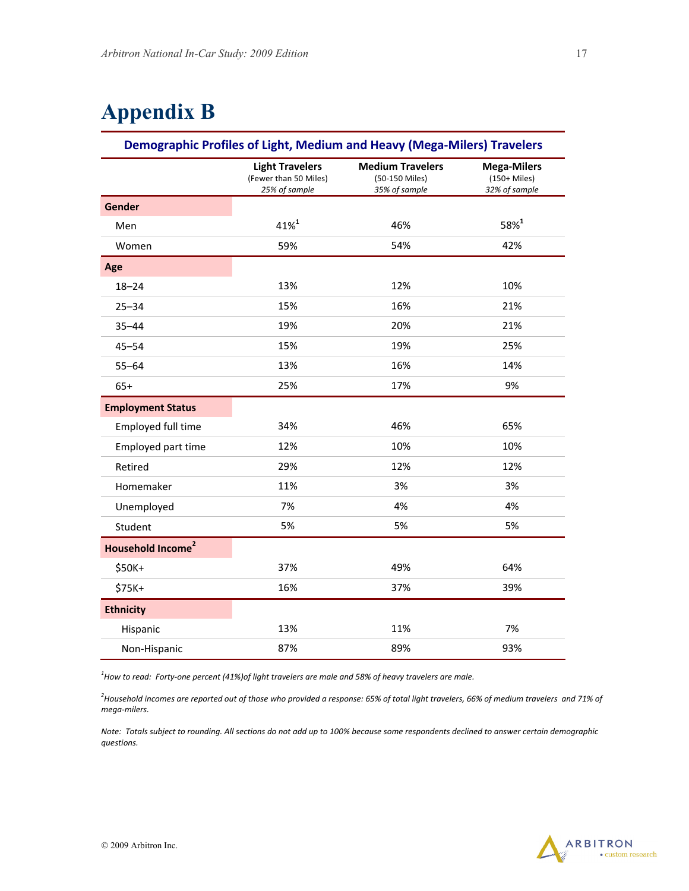# Appendix B

| Demographic Profiles of Light, Medium and Heavy (Mega-Milers) Travelers | | | |
|---|---|---|---|
| | **Light Travelers** (Fewer than 50 Miles) *25% of sample* | **Medium Travelers** (50-150 Miles) *35% of sample* | **Mega-Milers** (150+ Miles) *32% of sample* |
| **Gender** | | | |
| Men | 41%[1] | 46% | 58%[1] |
| Women | 59% | 54% | 42% |
| **Age** | | | |
| 18–24 | 13% | 12% | 10% |
| 25–34 | 15% | 16% | 21% |
| 35–44 | 19% | 20% | 21% |
| 45–54 | 15% | 19% | 25% |
| 55–64 | 13% | 16% | 14% |
| 65+ | 25% | 17% | 9% |
| **Employment Status** | | | |
| Employed full time | 34% | 46% | 65% |
| Employed part time | 12% | 10% | 10% |
| Retired | 29% | 12% | 12% |
| Homemaker | 11% | 3% | 3% |
| Unemployed | 7% | 4% | 4% |
| Student | 5% | 5% | 5% |
| **Household Income[2]** | | | |
| $50K+ | 37% | 49% | 64% |
| $75K+ | 16% | 37% | 39% |
| **Ethnicity** | | | |
| Hispanic | 13% | 11% | 7% |
| Non-Hispanic | 87% | 89% | 93% |

*[1]How to read: Forty-one percent (41%)of light travelers are male and 58% of heavy travelers are male.*

*[2]Household incomes are reported out of those who provided a response: 65% of total light travelers, 66% of medium travelers and 71% of mega-milers.*

*Note: Totals subject to rounding. All sections do not add up to 100% because some respondents declined to answer certain demographic questions.*

© 2009 Arbitron Inc.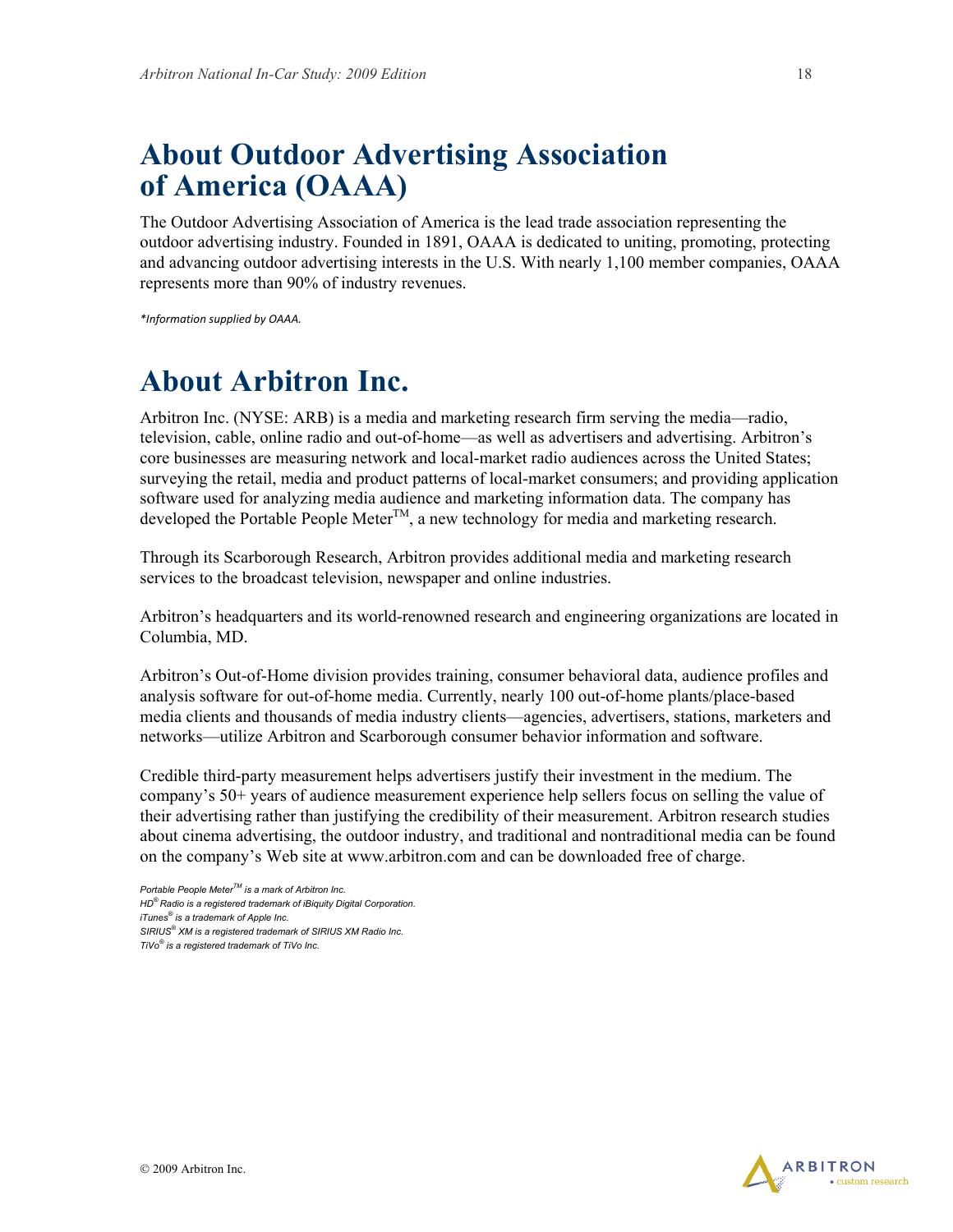# About Outdoor Advertising Association of America (OAAA)

The Outdoor Advertising Association of America is the lead trade association representing the outdoor advertising industry. Founded in 1891, OAAA is dedicated to uniting, promoting, protecting and advancing outdoor advertising interests in the U.S. With nearly 1,100 member companies, OAAA represents more than 90% of industry revenues.

*\*Information supplied by OAAA.*

# About Arbitron Inc.

Arbitron Inc. (NYSE: ARB) is a media and marketing research firm serving the media—radio, television, cable, online radio and out-of-home—as well as advertisers and advertising. Arbitron's core businesses are measuring network and local-market radio audiences across the United States; surveying the retail, media and product patterns of local-market consumers; and providing application software used for analyzing media audience and marketing information data. The company has developed the Portable People Meter™, a new technology for media and marketing research.

Through its Scarborough Research, Arbitron provides additional media and marketing research services to the broadcast television, newspaper and online industries.

Arbitron's headquarters and its world-renowned research and engineering organizations are located in Columbia, MD.

Arbitron's Out-of-Home division provides training, consumer behavioral data, audience profiles and analysis software for out-of-home media. Currently, nearly 100 out-of-home plants/place-based media clients and thousands of media industry clients—agencies, advertisers, stations, marketers and networks—utilize Arbitron and Scarborough consumer behavior information and software.

Credible third-party measurement helps advertisers justify their investment in the medium. The company's 50+ years of audience measurement experience help sellers focus on selling the value of their advertising rather than justifying the credibility of their measurement. Arbitron research studies about cinema advertising, the outdoor industry, and traditional and nontraditional media can be found on the company's Web site at www.arbitron.com and can be downloaded free of charge.

*Portable People Meter™ is a mark of Arbitron Inc.*
*HD® Radio is a registered trademark of iBiquity Digital Corporation.*
*iTunes® is a trademark of Apple Inc.*
*SIRIUS® XM is a registered trademark of SIRIUS XM Radio Inc.*
*TiVo® is a registered trademark of TiVo Inc.*

© 2009 Arbitron Inc.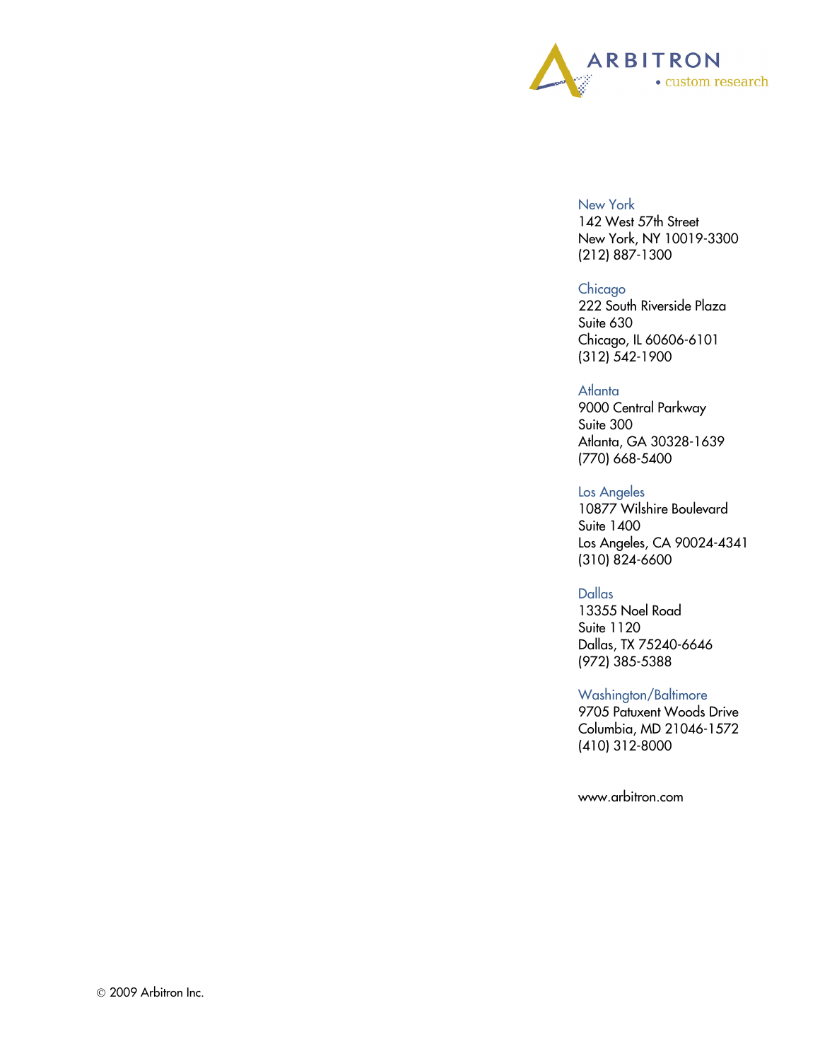ARBITRON

• custom research

New York
142 West 57th Street
New York, NY 10019-3300
(212) 887-1300

Chicago
222 South Riverside Plaza
Suite 630
Chicago, IL 60606-6101
(312) 542-1900

Atlanta
9000 Central Parkway
Suite 300
Atlanta, GA 30328-1639
(770) 668-5400

Los Angeles
10877 Wilshire Boulevard
Suite 1400
Los Angeles, CA 90024-4341
(310) 824-6600

Dallas
13355 Noel Road
Suite 1120
Dallas, TX 75240-6646
(972) 385-5388

Washington/Baltimore
9705 Patuxent Woods Drive
Columbia, MD 21046-1572
(410) 312-8000

www.arbitron.com

© 2009 Arbitron Inc.